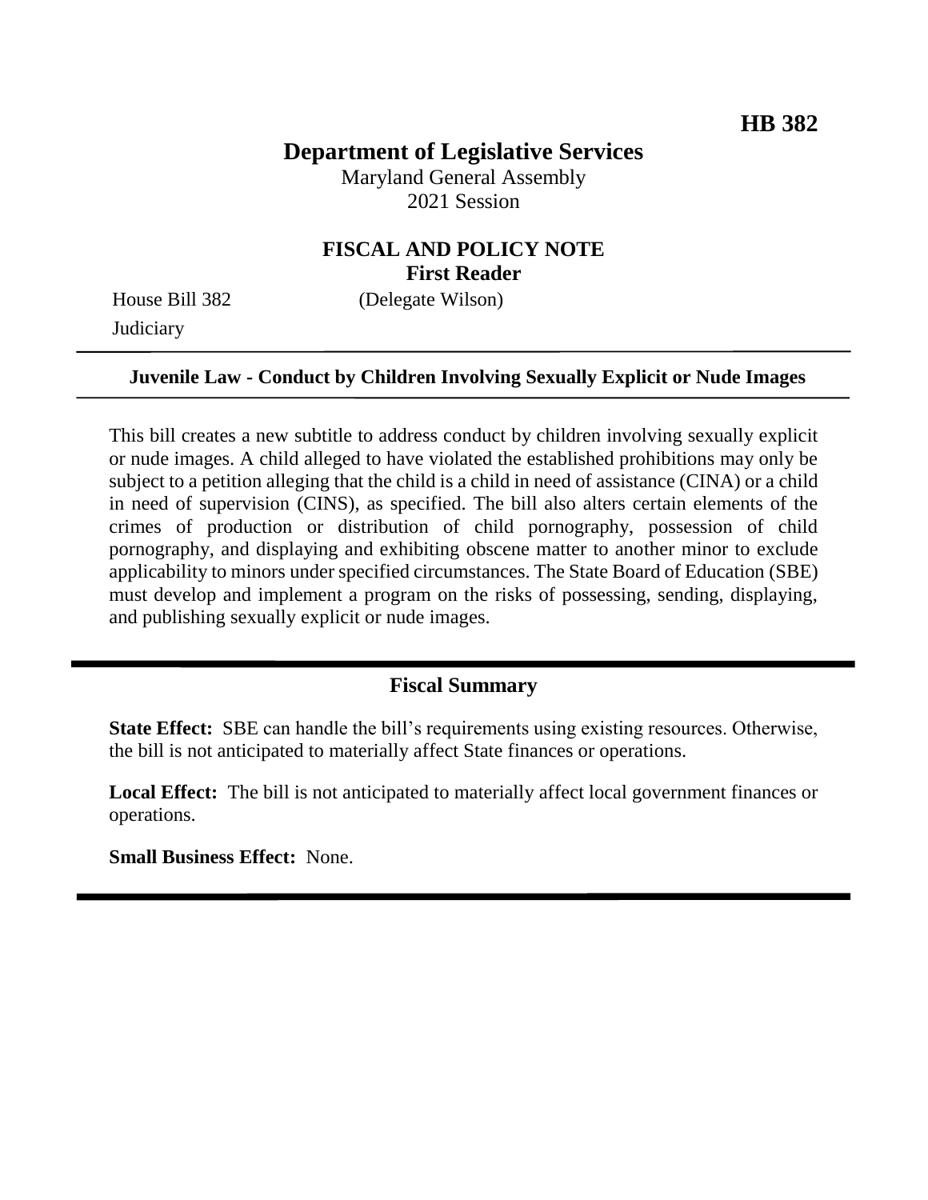HB 382

# Department of Legislative Services

Maryland General Assembly
2021 Session

## FISCAL AND POLICY NOTE
**First Reader**

House Bill 382 (Delegate Wilson)
Judiciary

---

**Juvenile Law - Conduct by Children Involving Sexually Explicit or Nude Images**

---

This bill creates a new subtitle to address conduct by children involving sexually explicit or nude images. A child alleged to have violated the established prohibitions may only be subject to a petition alleging that the child is a child in need of assistance (CINA) or a child in need of supervision (CINS), as specified. The bill also alters certain elements of the crimes of production or distribution of child pornography, possession of child pornography, and displaying and exhibiting obscene matter to another minor to exclude applicability to minors under specified circumstances. The State Board of Education (SBE) must develop and implement a program on the risks of possessing, sending, displaying, and publishing sexually explicit or nude images.

---

## Fiscal Summary

**State Effect:** SBE can handle the bill's requirements using existing resources. Otherwise, the bill is not anticipated to materially affect State finances or operations.

**Local Effect:** The bill is not anticipated to materially affect local government finances or operations.

**Small Business Effect:** None.

---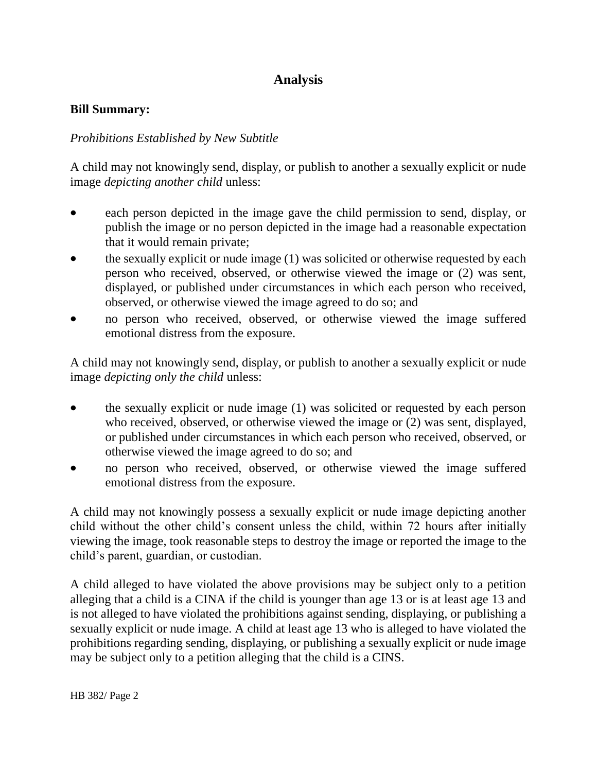# Analysis

**Bill Summary:**

*Prohibitions Established by New Subtitle*

A child may not knowingly send, display, or publish to another a sexually explicit or nude image *depicting another child* unless:

- each person depicted in the image gave the child permission to send, display, or publish the image or no person depicted in the image had a reasonable expectation that it would remain private;
- the sexually explicit or nude image (1) was solicited or otherwise requested by each person who received, observed, or otherwise viewed the image or (2) was sent, displayed, or published under circumstances in which each person who received, observed, or otherwise viewed the image agreed to do so; and
- no person who received, observed, or otherwise viewed the image suffered emotional distress from the exposure.

A child may not knowingly send, display, or publish to another a sexually explicit or nude image *depicting only the child* unless:

- the sexually explicit or nude image (1) was solicited or requested by each person who received, observed, or otherwise viewed the image or (2) was sent, displayed, or published under circumstances in which each person who received, observed, or otherwise viewed the image agreed to do so; and
- no person who received, observed, or otherwise viewed the image suffered emotional distress from the exposure.

A child may not knowingly possess a sexually explicit or nude image depicting another child without the other child's consent unless the child, within 72 hours after initially viewing the image, took reasonable steps to destroy the image or reported the image to the child's parent, guardian, or custodian.

A child alleged to have violated the above provisions may be subject only to a petition alleging that a child is a CINA if the child is younger than age 13 or is at least age 13 and is not alleged to have violated the prohibitions against sending, displaying, or publishing a sexually explicit or nude image. A child at least age 13 who is alleged to have violated the prohibitions regarding sending, displaying, or publishing a sexually explicit or nude image may be subject only to a petition alleging that the child is a CINS.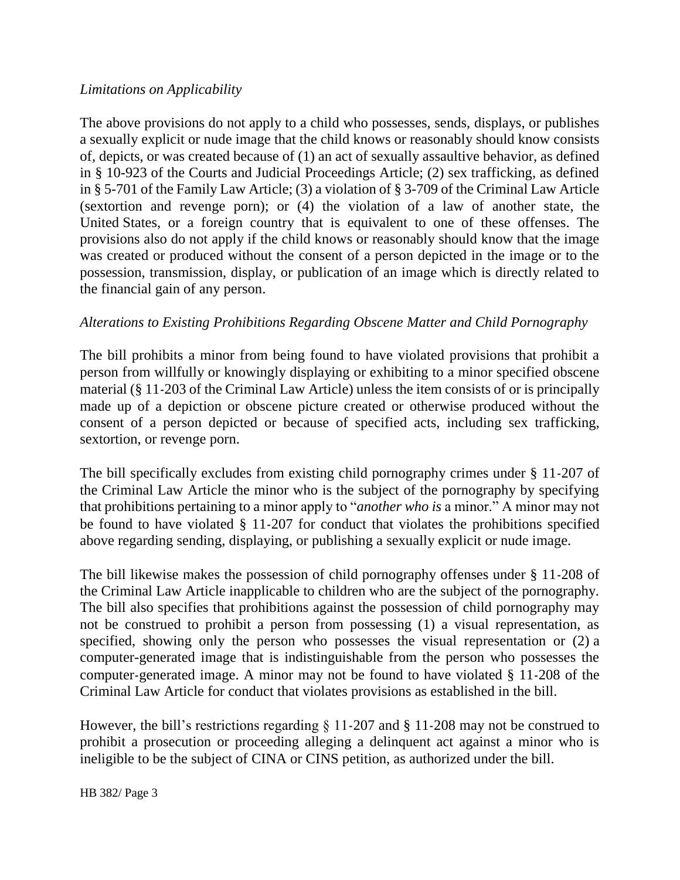*Limitations on Applicability*

The above provisions do not apply to a child who possesses, sends, displays, or publishes a sexually explicit or nude image that the child knows or reasonably should know consists of, depicts, or was created because of (1) an act of sexually assaultive behavior, as defined in § 10-923 of the Courts and Judicial Proceedings Article; (2) sex trafficking, as defined in § 5-701 of the Family Law Article; (3) a violation of § 3-709 of the Criminal Law Article (sextortion and revenge porn); or (4) the violation of a law of another state, the United States, or a foreign country that is equivalent to one of these offenses. The provisions also do not apply if the child knows or reasonably should know that the image was created or produced without the consent of a person depicted in the image or to the possession, transmission, display, or publication of an image which is directly related to the financial gain of any person.

*Alterations to Existing Prohibitions Regarding Obscene Matter and Child Pornography*

The bill prohibits a minor from being found to have violated provisions that prohibit a person from willfully or knowingly displaying or exhibiting to a minor specified obscene material (§ 11-203 of the Criminal Law Article) unless the item consists of or is principally made up of a depiction or obscene picture created or otherwise produced without the consent of a person depicted or because of specified acts, including sex trafficking, sextortion, or revenge porn.

The bill specifically excludes from existing child pornography crimes under § 11-207 of the Criminal Law Article the minor who is the subject of the pornography by specifying that prohibitions pertaining to a minor apply to "*another who is* a minor." A minor may not be found to have violated § 11-207 for conduct that violates the prohibitions specified above regarding sending, displaying, or publishing a sexually explicit or nude image.

The bill likewise makes the possession of child pornography offenses under § 11-208 of the Criminal Law Article inapplicable to children who are the subject of the pornography. The bill also specifies that prohibitions against the possession of child pornography may not be construed to prohibit a person from possessing (1) a visual representation, as specified, showing only the person who possesses the visual representation or (2) a computer-generated image that is indistinguishable from the person who possesses the computer-generated image. A minor may not be found to have violated § 11-208 of the Criminal Law Article for conduct that violates provisions as established in the bill.

However, the bill's restrictions regarding § 11-207 and § 11-208 may not be construed to prohibit a prosecution or proceeding alleging a delinquent act against a minor who is ineligible to be the subject of CINA or CINS petition, as authorized under the bill.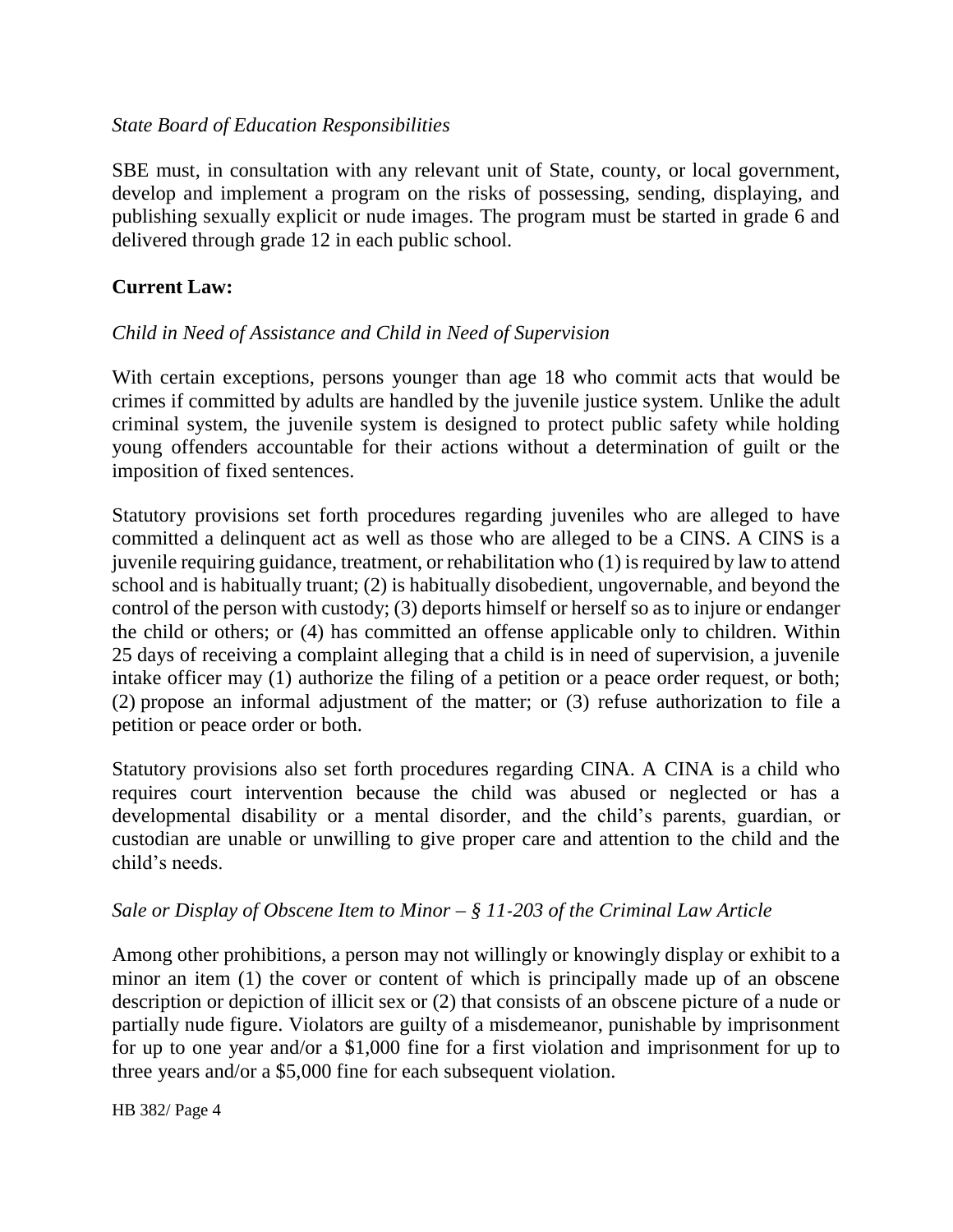*State Board of Education Responsibilities*

SBE must, in consultation with any relevant unit of State, county, or local government, develop and implement a program on the risks of possessing, sending, displaying, and publishing sexually explicit or nude images. The program must be started in grade 6 and delivered through grade 12 in each public school.

**Current Law:**

*Child in Need of Assistance and Child in Need of Supervision*

With certain exceptions, persons younger than age 18 who commit acts that would be crimes if committed by adults are handled by the juvenile justice system. Unlike the adult criminal system, the juvenile system is designed to protect public safety while holding young offenders accountable for their actions without a determination of guilt or the imposition of fixed sentences.

Statutory provisions set forth procedures regarding juveniles who are alleged to have committed a delinquent act as well as those who are alleged to be a CINS. A CINS is a juvenile requiring guidance, treatment, or rehabilitation who (1) is required by law to attend school and is habitually truant; (2) is habitually disobedient, ungovernable, and beyond the control of the person with custody; (3) deports himself or herself so as to injure or endanger the child or others; or (4) has committed an offense applicable only to children. Within 25 days of receiving a complaint alleging that a child is in need of supervision, a juvenile intake officer may (1) authorize the filing of a petition or a peace order request, or both; (2) propose an informal adjustment of the matter; or (3) refuse authorization to file a petition or peace order or both.

Statutory provisions also set forth procedures regarding CINA. A CINA is a child who requires court intervention because the child was abused or neglected or has a developmental disability or a mental disorder, and the child's parents, guardian, or custodian are unable or unwilling to give proper care and attention to the child and the child's needs.

*Sale or Display of Obscene Item to Minor – § 11-203 of the Criminal Law Article*

Among other prohibitions, a person may not willingly or knowingly display or exhibit to a minor an item (1) the cover or content of which is principally made up of an obscene description or depiction of illicit sex or (2) that consists of an obscene picture of a nude or partially nude figure. Violators are guilty of a misdemeanor, punishable by imprisonment for up to one year and/or a $1,000 fine for a first violation and imprisonment for up to three years and/or a $5,000 fine for each subsequent violation.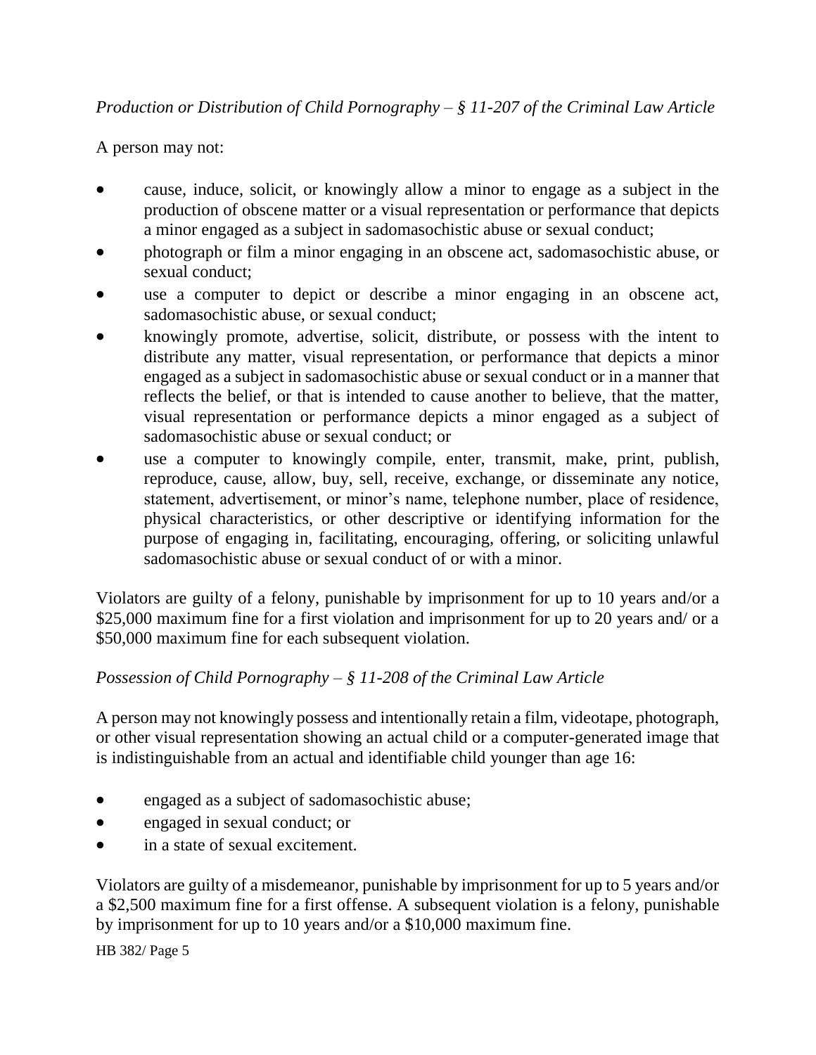*Production or Distribution of Child Pornography – § 11-207 of the Criminal Law Article*

A person may not:

- cause, induce, solicit, or knowingly allow a minor to engage as a subject in the production of obscene matter or a visual representation or performance that depicts a minor engaged as a subject in sadomasochistic abuse or sexual conduct;
- photograph or film a minor engaging in an obscene act, sadomasochistic abuse, or sexual conduct;
- use a computer to depict or describe a minor engaging in an obscene act, sadomasochistic abuse, or sexual conduct;
- knowingly promote, advertise, solicit, distribute, or possess with the intent to distribute any matter, visual representation, or performance that depicts a minor engaged as a subject in sadomasochistic abuse or sexual conduct or in a manner that reflects the belief, or that is intended to cause another to believe, that the matter, visual representation or performance depicts a minor engaged as a subject of sadomasochistic abuse or sexual conduct; or
- use a computer to knowingly compile, enter, transmit, make, print, publish, reproduce, cause, allow, buy, sell, receive, exchange, or disseminate any notice, statement, advertisement, or minor's name, telephone number, place of residence, physical characteristics, or other descriptive or identifying information for the purpose of engaging in, facilitating, encouraging, offering, or soliciting unlawful sadomasochistic abuse or sexual conduct of or with a minor.

Violators are guilty of a felony, punishable by imprisonment for up to 10 years and/or a $25,000 maximum fine for a first violation and imprisonment for up to 20 years and/ or a $50,000 maximum fine for each subsequent violation.

*Possession of Child Pornography – § 11-208 of the Criminal Law Article*

A person may not knowingly possess and intentionally retain a film, videotape, photograph, or other visual representation showing an actual child or a computer-generated image that is indistinguishable from an actual and identifiable child younger than age 16:

- engaged as a subject of sadomasochistic abuse;
- engaged in sexual conduct; or
- in a state of sexual excitement.

Violators are guilty of a misdemeanor, punishable by imprisonment for up to 5 years and/or a $2,500 maximum fine for a first offense. A subsequent violation is a felony, punishable by imprisonment for up to 10 years and/or a $10,000 maximum fine.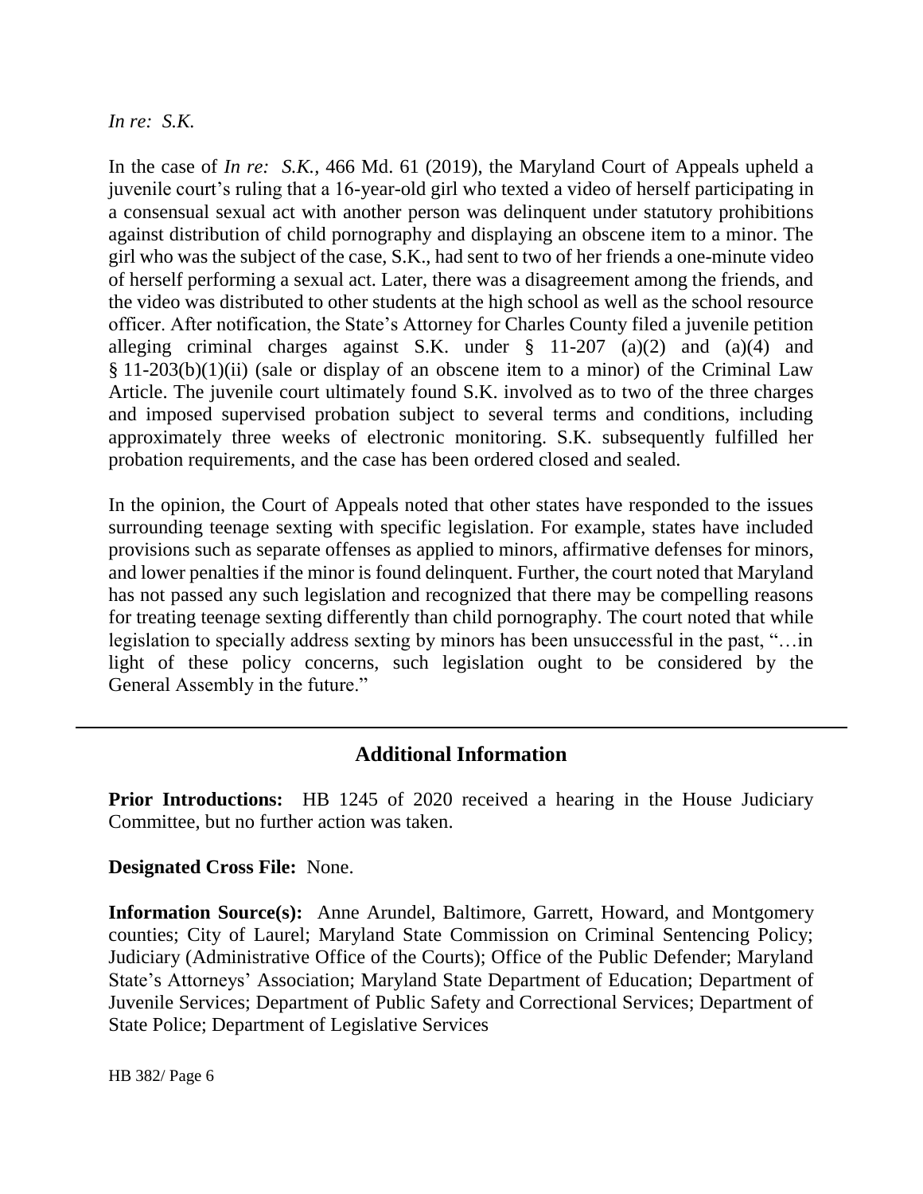*In re: S.K.*

In the case of *In re: S.K.*, 466 Md. 61 (2019), the Maryland Court of Appeals upheld a juvenile court's ruling that a 16-year-old girl who texted a video of herself participating in a consensual sexual act with another person was delinquent under statutory prohibitions against distribution of child pornography and displaying an obscene item to a minor. The girl who was the subject of the case, S.K., had sent to two of her friends a one-minute video of herself performing a sexual act. Later, there was a disagreement among the friends, and the video was distributed to other students at the high school as well as the school resource officer. After notification, the State's Attorney for Charles County filed a juvenile petition alleging criminal charges against S.K. under § 11-207 (a)(2) and (a)(4) and § 11-203(b)(1)(ii) (sale or display of an obscene item to a minor) of the Criminal Law Article. The juvenile court ultimately found S.K. involved as to two of the three charges and imposed supervised probation subject to several terms and conditions, including approximately three weeks of electronic monitoring. S.K. subsequently fulfilled her probation requirements, and the case has been ordered closed and sealed.

In the opinion, the Court of Appeals noted that other states have responded to the issues surrounding teenage sexting with specific legislation. For example, states have included provisions such as separate offenses as applied to minors, affirmative defenses for minors, and lower penalties if the minor is found delinquent. Further, the court noted that Maryland has not passed any such legislation and recognized that there may be compelling reasons for treating teenage sexting differently than child pornography. The court noted that while legislation to specially address sexting by minors has been unsuccessful in the past, "…in light of these policy concerns, such legislation ought to be considered by the General Assembly in the future."

## Additional Information

**Prior Introductions:** HB 1245 of 2020 received a hearing in the House Judiciary Committee, but no further action was taken.

**Designated Cross File:** None.

**Information Source(s):** Anne Arundel, Baltimore, Garrett, Howard, and Montgomery counties; City of Laurel; Maryland State Commission on Criminal Sentencing Policy; Judiciary (Administrative Office of the Courts); Office of the Public Defender; Maryland State's Attorneys' Association; Maryland State Department of Education; Department of Juvenile Services; Department of Public Safety and Correctional Services; Department of State Police; Department of Legislative Services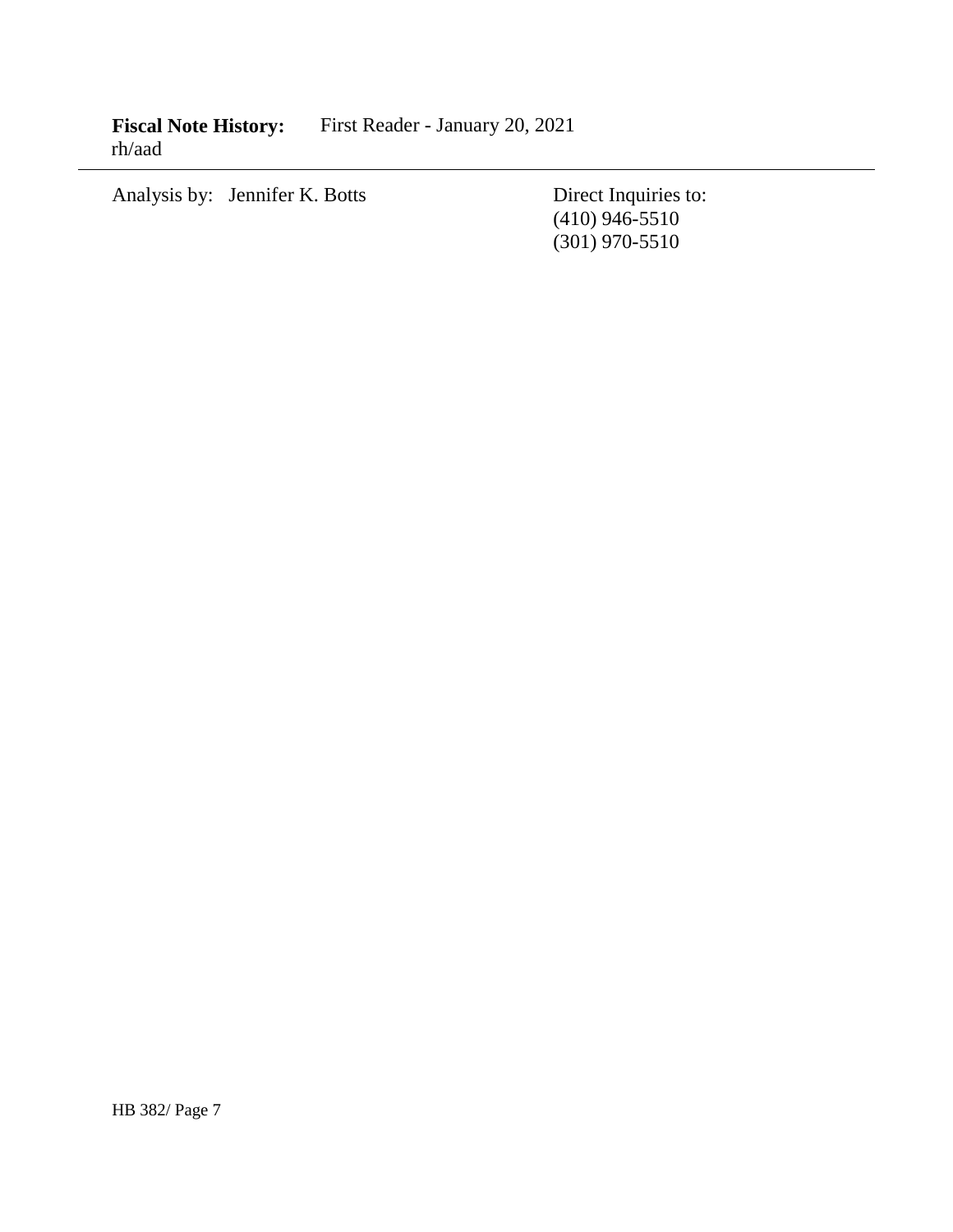**Fiscal Note History:** First Reader - January 20, 2021
rh/aad

---

Analysis by: Jennifer K. Botts

Direct Inquiries to:
(410) 946-5510
(301) 970-5510